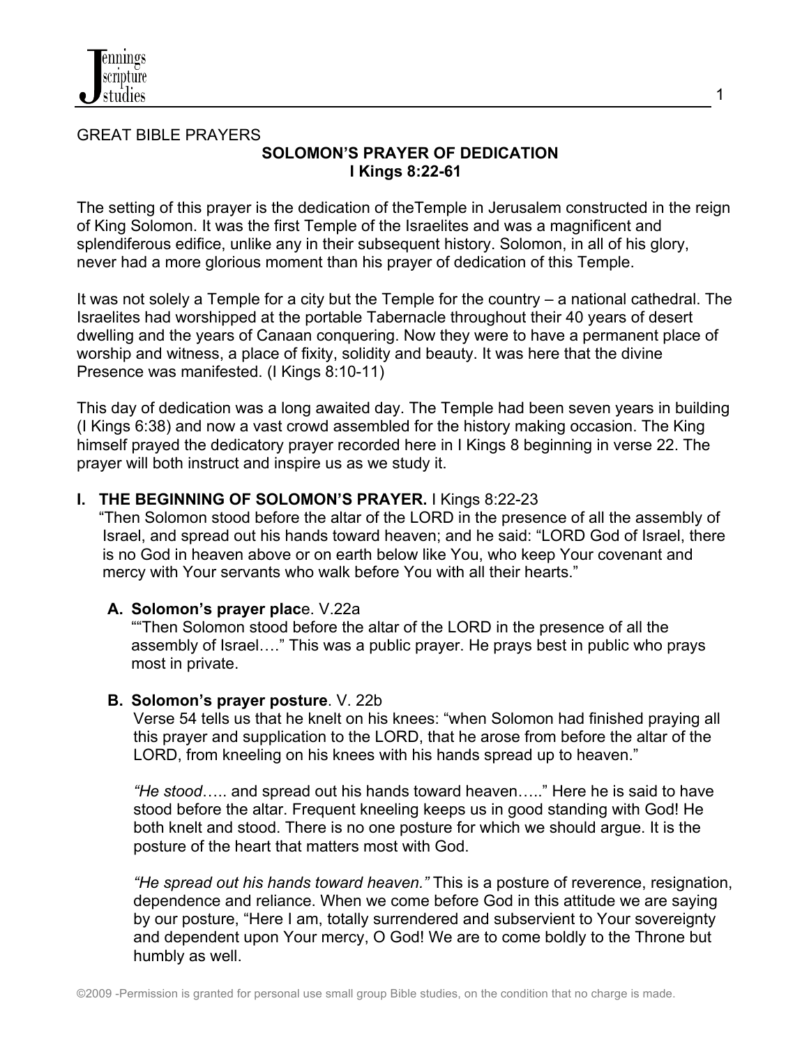GREAT BIBLE PRAYERS

## SOLOMON'S PRAYER OF DEDICATION
## I Kings 8:22-61

The setting of this prayer is the dedication of theTemple in Jerusalem constructed in the reign of King Solomon. It was the first Temple of the Israelites and was a magnificent and splendiferous edifice, unlike any in their subsequent history. Solomon, in all of his glory, never had a more glorious moment than his prayer of dedication of this Temple.

It was not solely a Temple for a city but the Temple for the country – a national cathedral. The Israelites had worshipped at the portable Tabernacle throughout their 40 years of desert dwelling and the years of Canaan conquering. Now they were to have a permanent place of worship and witness, a place of fixity, solidity and beauty. It was here that the divine Presence was manifested. (I Kings 8:10-11)

This day of dedication was a long awaited day. The Temple had been seven years in building (I Kings 6:38) and now a vast crowd assembled for the history making occasion. The King himself prayed the dedicatory prayer recorded here in I Kings 8 beginning in verse 22. The prayer will both instruct and inspire us as we study it.

### I. THE BEGINNING OF SOLOMON'S PRAYER. I Kings 8:22-23

"Then Solomon stood before the altar of the LORD in the presence of all the assembly of Israel, and spread out his hands toward heaven; and he said: "LORD God of Israel, there is no God in heaven above or on earth below like You, who keep Your covenant and mercy with Your servants who walk before You with all their hearts."

**A. Solomon's prayer place**. V.22a

""Then Solomon stood before the altar of the LORD in the presence of all the assembly of Israel…." This was a public prayer. He prays best in public who prays most in private.

**B. Solomon's prayer posture**. V. 22b

Verse 54 tells us that he knelt on his knees: "when Solomon had finished praying all this prayer and supplication to the LORD, that he arose from before the altar of the LORD, from kneeling on his knees with his hands spread up to heaven."

*"He stood*….. and spread out his hands toward heaven….." Here he is said to have stood before the altar. Frequent kneeling keeps us in good standing with God! He both knelt and stood. There is no one posture for which we should argue. It is the posture of the heart that matters most with God.

*"He spread out his hands toward heaven."* This is a posture of reverence, resignation, dependence and reliance. When we come before God in this attitude we are saying by our posture, "Here I am, totally surrendered and subservient to Your sovereignty and dependent upon Your mercy, O God! We are to come boldly to the Throne but humbly as well.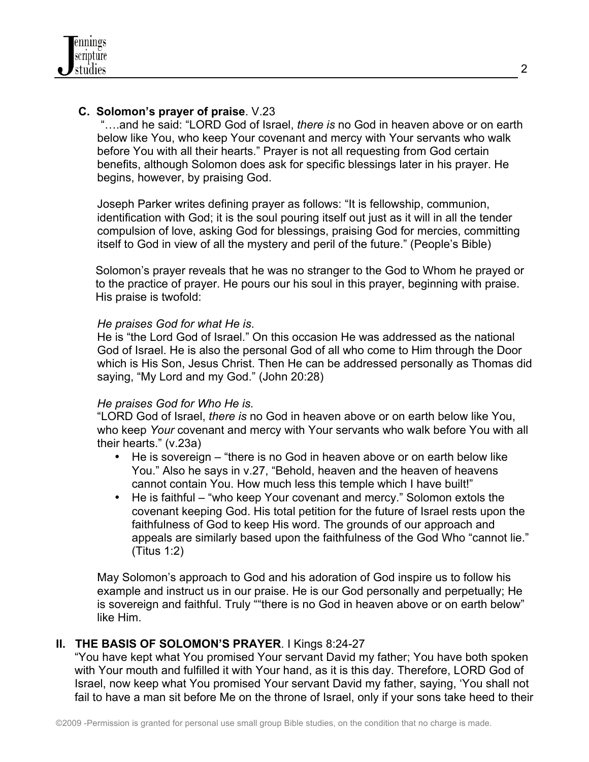**C. Solomon's prayer of praise**. V.23

"….and he said: "LORD God of Israel, *there is* no God in heaven above or on earth below like You, who keep Your covenant and mercy with Your servants who walk before You with all their hearts." Prayer is not all requesting from God certain benefits, although Solomon does ask for specific blessings later in his prayer. He begins, however, by praising God.

Joseph Parker writes defining prayer as follows: "It is fellowship, communion, identification with God; it is the soul pouring itself out just as it will in all the tender compulsion of love, asking God for blessings, praising God for mercies, committing itself to God in view of all the mystery and peril of the future." (People's Bible)

Solomon's prayer reveals that he was no stranger to the God to Whom he prayed or to the practice of prayer. He pours our his soul in this prayer, beginning with praise. His praise is twofold:

*He praises God for what He is.*
He is "the Lord God of Israel." On this occasion He was addressed as the national God of Israel. He is also the personal God of all who come to Him through the Door which is His Son, Jesus Christ. Then He can be addressed personally as Thomas did saying, "My Lord and my God." (John 20:28)

*He praises God for Who He is.*
"LORD God of Israel, *there is* no God in heaven above or on earth below like You, who keep *Your* covenant and mercy with Your servants who walk before You with all their hearts." (v.23a)

- He is sovereign – "there is no God in heaven above or on earth below like You." Also he says in v.27, "Behold, heaven and the heaven of heavens cannot contain You. How much less this temple which I have built!"
- He is faithful – "who keep Your covenant and mercy." Solomon extols the covenant keeping God. His total petition for the future of Israel rests upon the faithfulness of God to keep His word. The grounds of our approach and appeals are similarly based upon the faithfulness of the God Who "cannot lie." (Titus 1:2)

May Solomon's approach to God and his adoration of God inspire us to follow his example and instruct us in our praise. He is our God personally and perpetually; He is sovereign and faithful. Truly ""there is no God in heaven above or on earth below" like Him.

## II. THE BASIS OF SOLOMON'S PRAYER. I Kings 8:24-27

"You have kept what You promised Your servant David my father; You have both spoken with Your mouth and fulfilled it with Your hand, as it is this day. Therefore, LORD God of Israel, now keep what You promised Your servant David my father, saying, 'You shall not fail to have a man sit before Me on the throne of Israel, only if your sons take heed to their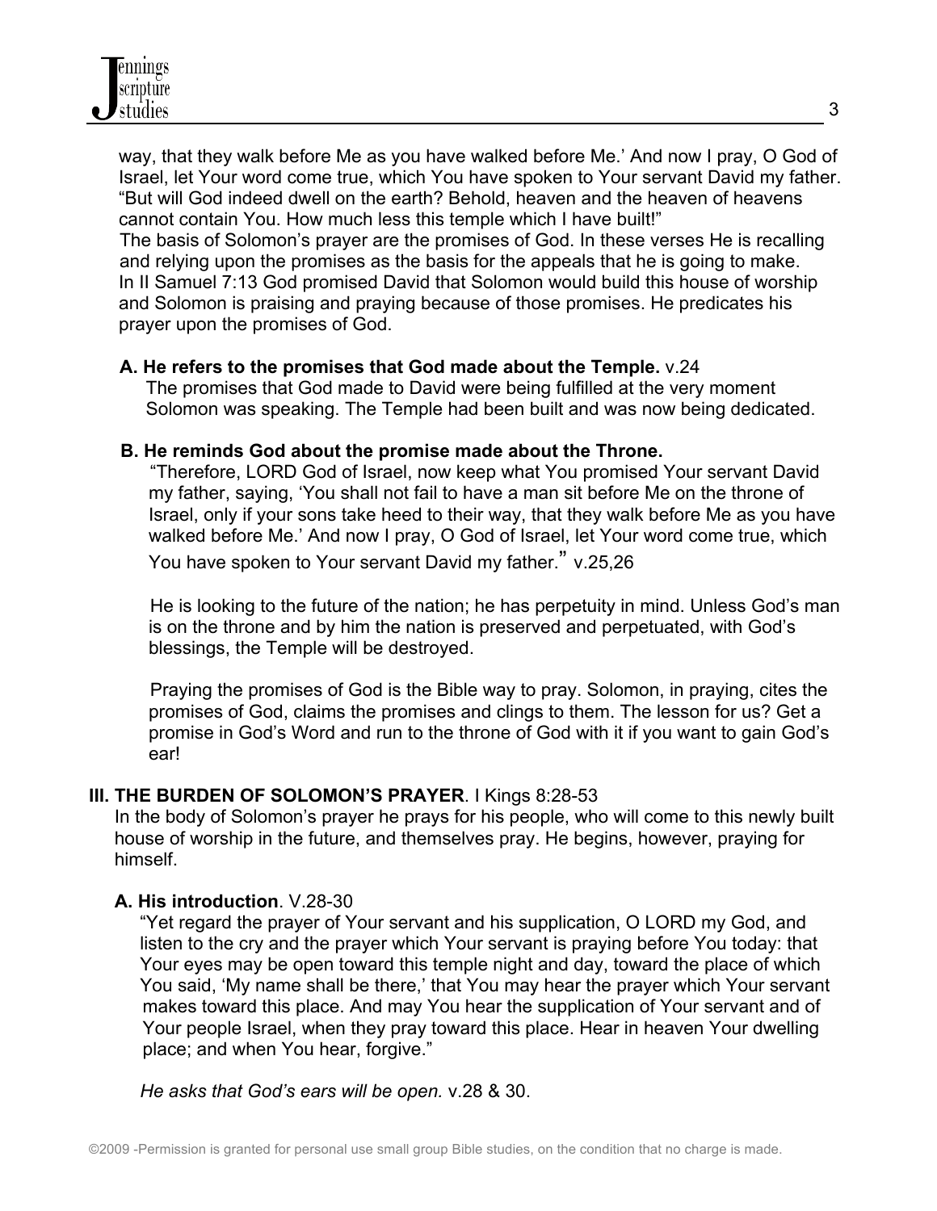way, that they walk before Me as you have walked before Me.' And now I pray, O God of Israel, let Your word come true, which You have spoken to Your servant David my father. "But will God indeed dwell on the earth? Behold, heaven and the heaven of heavens cannot contain You. How much less this temple which I have built!"

The basis of Solomon's prayer are the promises of God. In these verses He is recalling and relying upon the promises as the basis for the appeals that he is going to make. In II Samuel 7:13 God promised David that Solomon would build this house of worship and Solomon is praising and praying because of those promises. He predicates his prayer upon the promises of God.

**A. He refers to the promises that God made about the Temple.** v.24

The promises that God made to David were being fulfilled at the very moment Solomon was speaking. The Temple had been built and was now being dedicated.

**B. He reminds God about the promise made about the Throne.**

"Therefore, LORD God of Israel, now keep what You promised Your servant David my father, saying, 'You shall not fail to have a man sit before Me on the throne of Israel, only if your sons take heed to their way, that they walk before Me as you have walked before Me.' And now I pray, O God of Israel, let Your word come true, which You have spoken to Your servant David my father." v.25,26

He is looking to the future of the nation; he has perpetuity in mind. Unless God's man is on the throne and by him the nation is preserved and perpetuated, with God's blessings, the Temple will be destroyed.

Praying the promises of God is the Bible way to pray. Solomon, in praying, cites the promises of God, claims the promises and clings to them. The lesson for us? Get a promise in God's Word and run to the throne of God with it if you want to gain God's ear!

## III. THE BURDEN OF SOLOMON'S PRAYER. I Kings 8:28-53

In the body of Solomon's prayer he prays for his people, who will come to this newly built house of worship in the future, and themselves pray. He begins, however, praying for himself.

**A. His introduction**. V.28-30

"Yet regard the prayer of Your servant and his supplication, O LORD my God, and listen to the cry and the prayer which Your servant is praying before You today: that Your eyes may be open toward this temple night and day, toward the place of which You said, 'My name shall be there,' that You may hear the prayer which Your servant makes toward this place. And may You hear the supplication of Your servant and of Your people Israel, when they pray toward this place. Hear in heaven Your dwelling place; and when You hear, forgive."

*He asks that God's ears will be open.* v.28 & 30.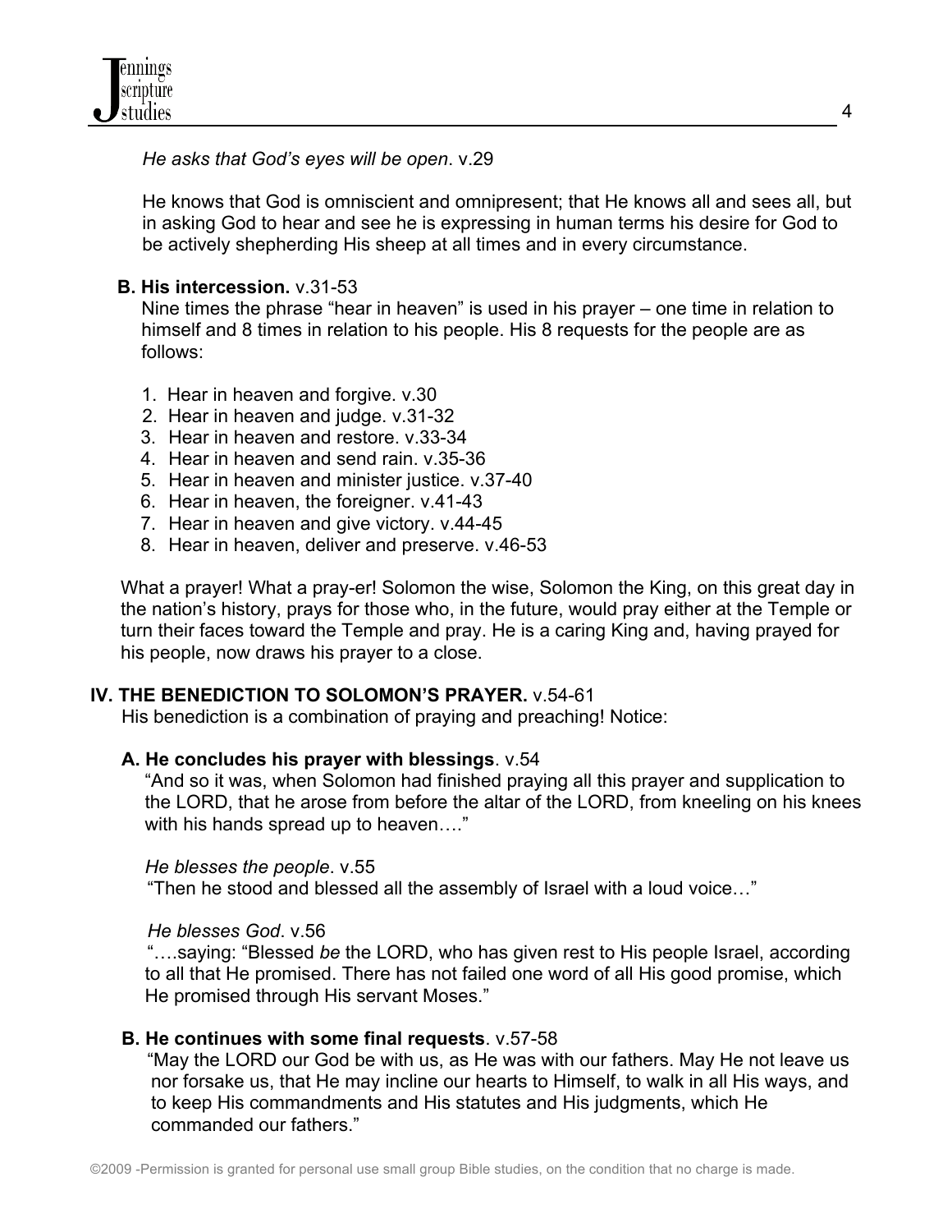*He asks that God's eyes will be open*. v.29

He knows that God is omniscient and omnipresent; that He knows all and sees all, but in asking God to hear and see he is expressing in human terms his desire for God to be actively shepherding His sheep at all times and in every circumstance.

**B. His intercession.** v.31-53

Nine times the phrase "hear in heaven" is used in his prayer – one time in relation to himself and 8 times in relation to his people. His 8 requests for the people are as follows:

1. Hear in heaven and forgive. v.30
2. Hear in heaven and judge. v.31-32
3. Hear in heaven and restore. v.33-34
4. Hear in heaven and send rain. v.35-36
5. Hear in heaven and minister justice. v.37-40
6. Hear in heaven, the foreigner. v.41-43
7. Hear in heaven and give victory. v.44-45
8. Hear in heaven, deliver and preserve. v.46-53

What a prayer! What a pray-er! Solomon the wise, Solomon the King, on this great day in the nation's history, prays for those who, in the future, would pray either at the Temple or turn their faces toward the Temple and pray. He is a caring King and, having prayed for his people, now draws his prayer to a close.

## IV. THE BENEDICTION TO SOLOMON'S PRAYER. v.54-61

His benediction is a combination of praying and preaching! Notice:

**A. He concludes his prayer with blessings**. v.54

"And so it was, when Solomon had finished praying all this prayer and supplication to the LORD, that he arose from before the altar of the LORD, from kneeling on his knees with his hands spread up to heaven…."

*He blesses the people*. v.55

"Then he stood and blessed all the assembly of Israel with a loud voice…"

*He blesses God*. v.56

"….saying: "Blessed *be* the LORD, who has given rest to His people Israel, according to all that He promised. There has not failed one word of all His good promise, which He promised through His servant Moses."

**B. He continues with some final requests**. v.57-58

"May the LORD our God be with us, as He was with our fathers. May He not leave us nor forsake us, that He may incline our hearts to Himself, to walk in all His ways, and to keep His commandments and His statutes and His judgments, which He commanded our fathers."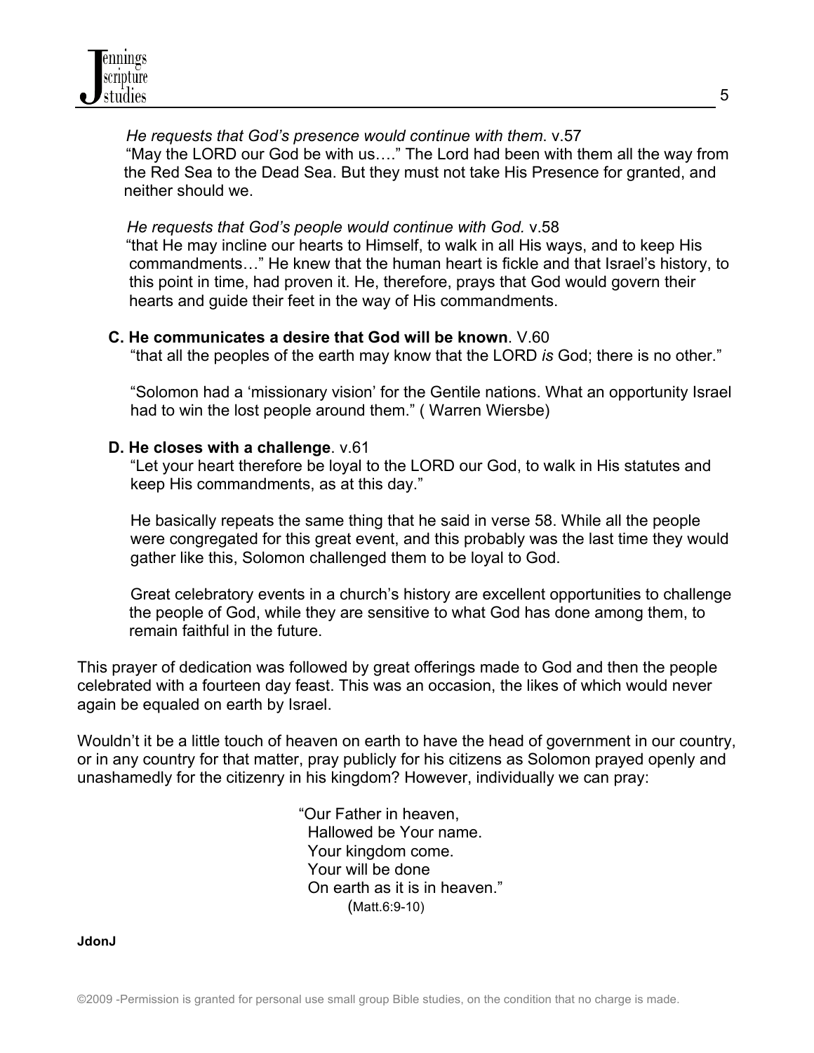*He requests that God's presence would continue with them*. v.57
"May the LORD our God be with us…." The Lord had been with them all the way from the Red Sea to the Dead Sea. But they must not take His Presence for granted, and neither should we.

*He requests that God's people would continue with God.* v.58
"that He may incline our hearts to Himself, to walk in all His ways, and to keep His commandments…" He knew that the human heart is fickle and that Israel's history, to this point in time, had proven it. He, therefore, prays that God would govern their hearts and guide their feet in the way of His commandments.

**C. He communicates a desire that God will be known**. V.60
"that all the peoples of the earth may know that the LORD *is* God; there is no other."

"Solomon had a 'missionary vision' for the Gentile nations. What an opportunity Israel had to win the lost people around them." ( Warren Wiersbe)

**D. He closes with a challenge**. v.61
"Let your heart therefore be loyal to the LORD our God, to walk in His statutes and keep His commandments, as at this day."

He basically repeats the same thing that he said in verse 58. While all the people were congregated for this great event, and this probably was the last time they would gather like this, Solomon challenged them to be loyal to God.

Great celebratory events in a church's history are excellent opportunities to challenge the people of God, while they are sensitive to what God has done among them, to remain faithful in the future.

This prayer of dedication was followed by great offerings made to God and then the people celebrated with a fourteen day feast. This was an occasion, the likes of which would never again be equaled on earth by Israel.

Wouldn't it be a little touch of heaven on earth to have the head of government in our country, or in any country for that matter, pray publicly for his citizens as Solomon prayed openly and unashamedly for the citizenry in his kingdom? However, individually we can pray:

"Our Father in heaven,
Hallowed be Your name.
Your kingdom come.
Your will be done
On earth as it is in heaven."
(Matt.6:9-10)

**JdonJ**

©2009 -Permission is granted for personal use small group Bible studies, on the condition that no charge is made.